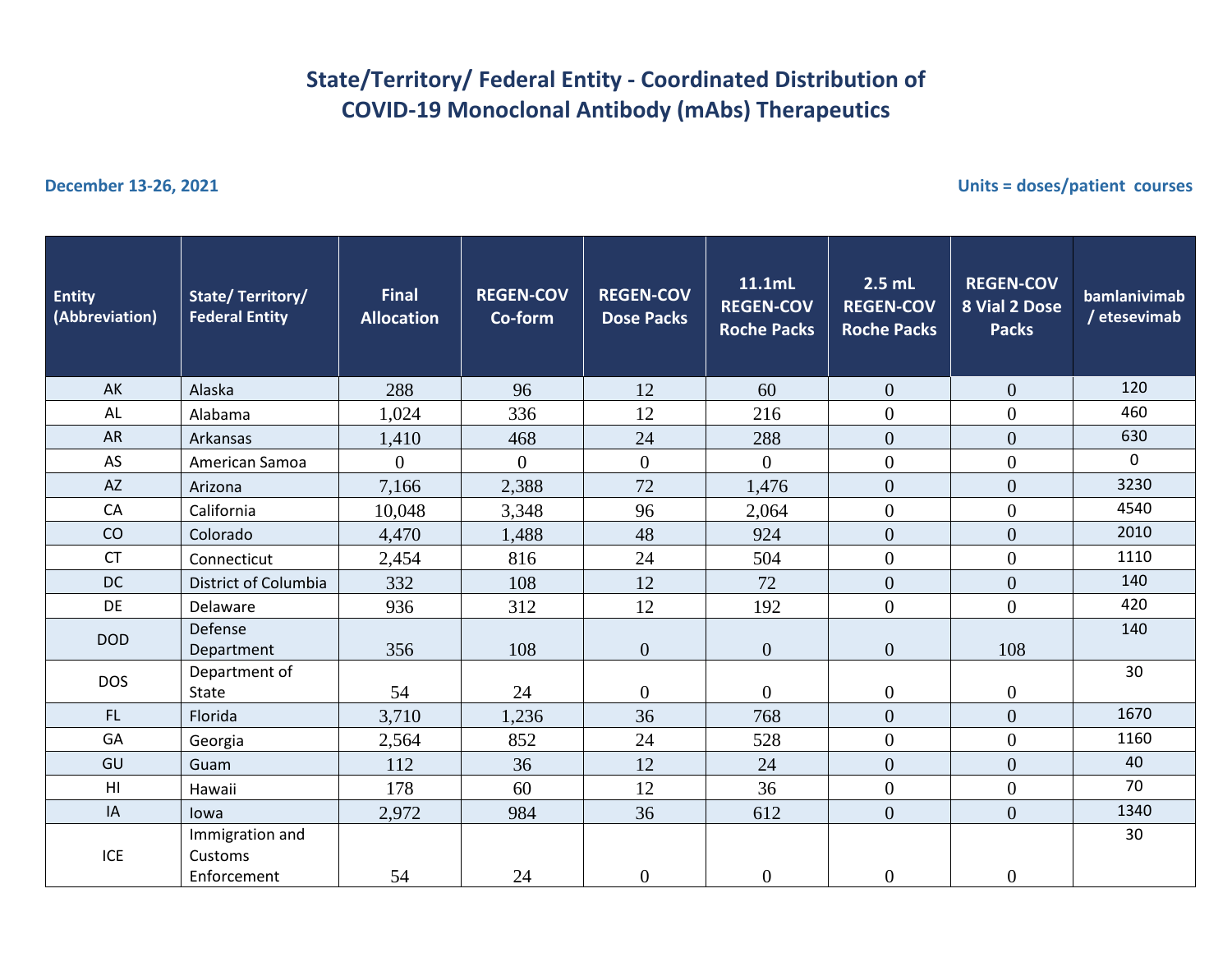# State/Territory/ Federal Entity - Coordinated Distribution of COVID-19 Monoclonal Antibody (mAbs) Therapeutics

**December 13-26, 2021** **Units = doses/patient courses**

| Entity (Abbreviation) | State/ Territory/ Federal Entity | Final Allocation | REGEN-COV Co-form | REGEN-COV Dose Packs | 11.1mL REGEN-COV Roche Packs | 2.5 mL REGEN-COV Roche Packs | REGEN-COV 8 Vial 2 Dose Packs | bamlanivimab / etesevimab |
|---|---|---|---|---|---|---|---|---|
| AK | Alaska | 288 | 96 | 12 | 60 | 0 | 0 | 120 |
| AL | Alabama | 1,024 | 336 | 12 | 216 | 0 | 0 | 460 |
| AR | Arkansas | 1,410 | 468 | 24 | 288 | 0 | 0 | 630 |
| AS | American Samoa | 0 | 0 | 0 | 0 | 0 | 0 | 0 |
| AZ | Arizona | 7,166 | 2,388 | 72 | 1,476 | 0 | 0 | 3230 |
| CA | California | 10,048 | 3,348 | 96 | 2,064 | 0 | 0 | 4540 |
| CO | Colorado | 4,470 | 1,488 | 48 | 924 | 0 | 0 | 2010 |
| CT | Connecticut | 2,454 | 816 | 24 | 504 | 0 | 0 | 1110 |
| DC | District of Columbia | 332 | 108 | 12 | 72 | 0 | 0 | 140 |
| DE | Delaware | 936 | 312 | 12 | 192 | 0 | 0 | 420 |
| DOD | Defense Department | 356 | 108 | 0 | 0 | 0 | 108 | 140 |
| DOS | Department of State | 54 | 24 | 0 | 0 | 0 | 0 | 30 |
| FL | Florida | 3,710 | 1,236 | 36 | 768 | 0 | 0 | 1670 |
| GA | Georgia | 2,564 | 852 | 24 | 528 | 0 | 0 | 1160 |
| GU | Guam | 112 | 36 | 12 | 24 | 0 | 0 | 40 |
| HI | Hawaii | 178 | 60 | 12 | 36 | 0 | 0 | 70 |
| IA | Iowa | 2,972 | 984 | 36 | 612 | 0 | 0 | 1340 |
| ICE | Immigration and Customs Enforcement | 54 | 24 | 0 | 0 | 0 | 0 | 30 |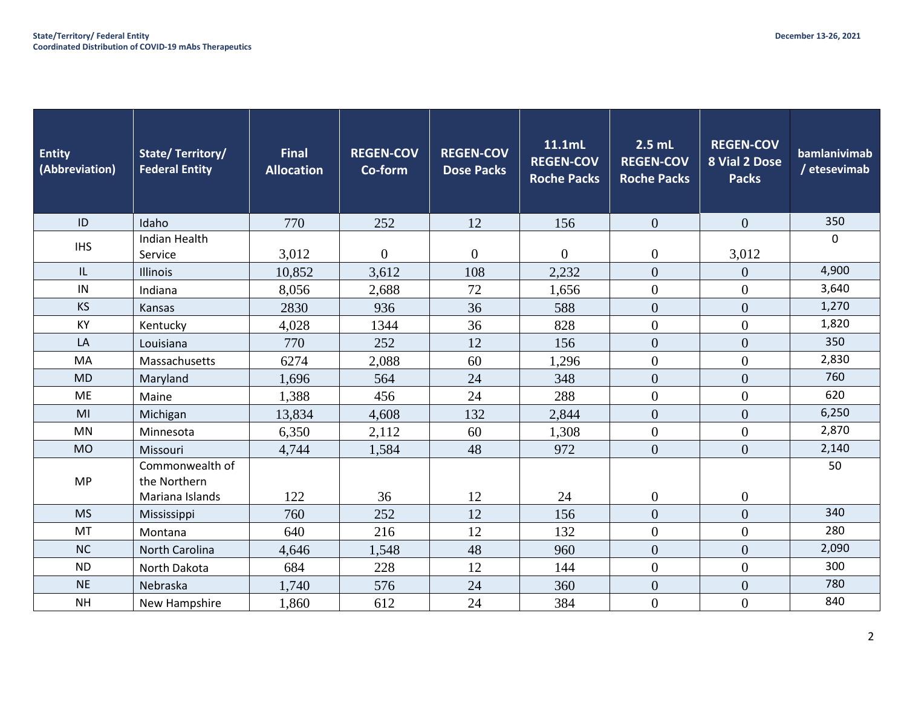| Entity (Abbreviation) | State/ Territory/ Federal Entity | Final Allocation | REGEN-COV Co-form | REGEN-COV Dose Packs | 11.1mL REGEN-COV Roche Packs | 2.5 mL REGEN-COV Roche Packs | REGEN-COV 8 Vial 2 Dose Packs | bamlanivimab / etesevimab |
|---|---|---|---|---|---|---|---|---|
| ID | Idaho | 770 | 252 | 12 | 156 | 0 | 0 | 350 |
| IHS | Indian Health Service | 3,012 | 0 | 0 | 0 | 0 | 3,012 | 0 |
| IL | Illinois | 10,852 | 3,612 | 108 | 2,232 | 0 | 0 | 4,900 |
| IN | Indiana | 8,056 | 2,688 | 72 | 1,656 | 0 | 0 | 3,640 |
| KS | Kansas | 2830 | 936 | 36 | 588 | 0 | 0 | 1,270 |
| KY | Kentucky | 4,028 | 1344 | 36 | 828 | 0 | 0 | 1,820 |
| LA | Louisiana | 770 | 252 | 12 | 156 | 0 | 0 | 350 |
| MA | Massachusetts | 6274 | 2,088 | 60 | 1,296 | 0 | 0 | 2,830 |
| MD | Maryland | 1,696 | 564 | 24 | 348 | 0 | 0 | 760 |
| ME | Maine | 1,388 | 456 | 24 | 288 | 0 | 0 | 620 |
| MI | Michigan | 13,834 | 4,608 | 132 | 2,844 | 0 | 0 | 6,250 |
| MN | Minnesota | 6,350 | 2,112 | 60 | 1,308 | 0 | 0 | 2,870 |
| MO | Missouri | 4,744 | 1,584 | 48 | 972 | 0 | 0 | 2,140 |
| MP | Commonwealth of the Northern Mariana Islands | 122 | 36 | 12 | 24 | 0 | 0 | 50 |
| MS | Mississippi | 760 | 252 | 12 | 156 | 0 | 0 | 340 |
| MT | Montana | 640 | 216 | 12 | 132 | 0 | 0 | 280 |
| NC | North Carolina | 4,646 | 1,548 | 48 | 960 | 0 | 0 | 2,090 |
| ND | North Dakota | 684 | 228 | 12 | 144 | 0 | 0 | 300 |
| NE | Nebraska | 1,740 | 576 | 24 | 360 | 0 | 0 | 780 |
| NH | New Hampshire | 1,860 | 612 | 24 | 384 | 0 | 0 | 840 |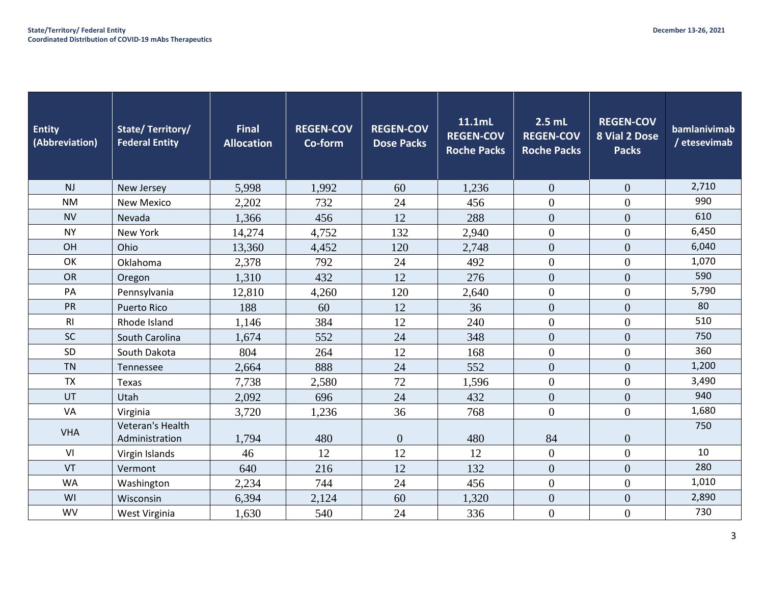| Entity (Abbreviation) | State/ Territory/ Federal Entity | Final Allocation | REGEN-COV Co-form | REGEN-COV Dose Packs | 11.1mL REGEN-COV Roche Packs | 2.5 mL REGEN-COV Roche Packs | REGEN-COV 8 Vial 2 Dose Packs | bamlanivimab / etesevimab |
|---|---|---|---|---|---|---|---|---|
| NJ | New Jersey | 5,998 | 1,992 | 60 | 1,236 | 0 | 0 | 2,710 |
| NM | New Mexico | 2,202 | 732 | 24 | 456 | 0 | 0 | 990 |
| NV | Nevada | 1,366 | 456 | 12 | 288 | 0 | 0 | 610 |
| NY | New York | 14,274 | 4,752 | 132 | 2,940 | 0 | 0 | 6,450 |
| OH | Ohio | 13,360 | 4,452 | 120 | 2,748 | 0 | 0 | 6,040 |
| OK | Oklahoma | 2,378 | 792 | 24 | 492 | 0 | 0 | 1,070 |
| OR | Oregon | 1,310 | 432 | 12 | 276 | 0 | 0 | 590 |
| PA | Pennsylvania | 12,810 | 4,260 | 120 | 2,640 | 0 | 0 | 5,790 |
| PR | Puerto Rico | 188 | 60 | 12 | 36 | 0 | 0 | 80 |
| RI | Rhode Island | 1,146 | 384 | 12 | 240 | 0 | 0 | 510 |
| SC | South Carolina | 1,674 | 552 | 24 | 348 | 0 | 0 | 750 |
| SD | South Dakota | 804 | 264 | 12 | 168 | 0 | 0 | 360 |
| TN | Tennessee | 2,664 | 888 | 24 | 552 | 0 | 0 | 1,200 |
| TX | Texas | 7,738 | 2,580 | 72 | 1,596 | 0 | 0 | 3,490 |
| UT | Utah | 2,092 | 696 | 24 | 432 | 0 | 0 | 940 |
| VA | Virginia | 3,720 | 1,236 | 36 | 768 | 0 | 0 | 1,680 |
| VHA | Veteran's Health Administration | 1,794 | 480 | 0 | 480 | 84 | 0 | 750 |
| VI | Virgin Islands | 46 | 12 | 12 | 12 | 0 | 0 | 10 |
| VT | Vermont | 640 | 216 | 12 | 132 | 0 | 0 | 280 |
| WA | Washington | 2,234 | 744 | 24 | 456 | 0 | 0 | 1,010 |
| WI | Wisconsin | 6,394 | 2,124 | 60 | 1,320 | 0 | 0 | 2,890 |
| WV | West Virginia | 1,630 | 540 | 24 | 336 | 0 | 0 | 730 |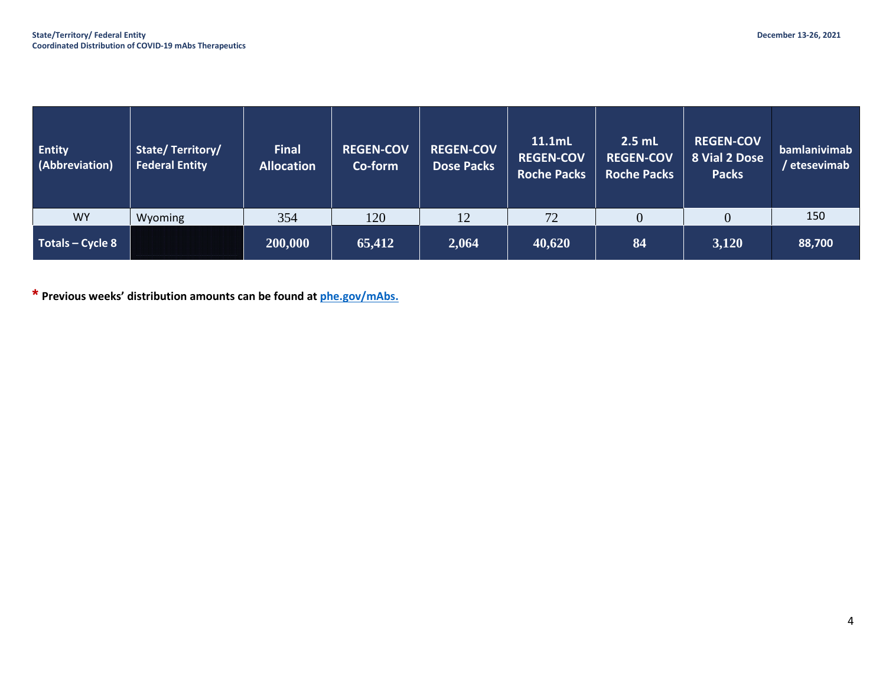| Entity (Abbreviation) | State/ Territory/ Federal Entity | Final Allocation | REGEN-COV Co-form | REGEN-COV Dose Packs | 11.1mL REGEN-COV Roche Packs | 2.5 mL REGEN-COV Roche Packs | REGEN-COV 8 Vial 2 Dose Packs | bamlanivimab / etesevimab |
|---|---|---|---|---|---|---|---|---|
| WY | Wyoming | 354 | 120 | 12 | 72 | 0 | 0 | 150 |
| **Totals – Cycle 8** | | **200,000** | **65,412** | **2,064** | **40,620** | **84** | **3,120** | **88,700** |

**\* Previous weeks' distribution amounts can be found at [phe.gov/mAbs.](phe.gov/mAbs)**